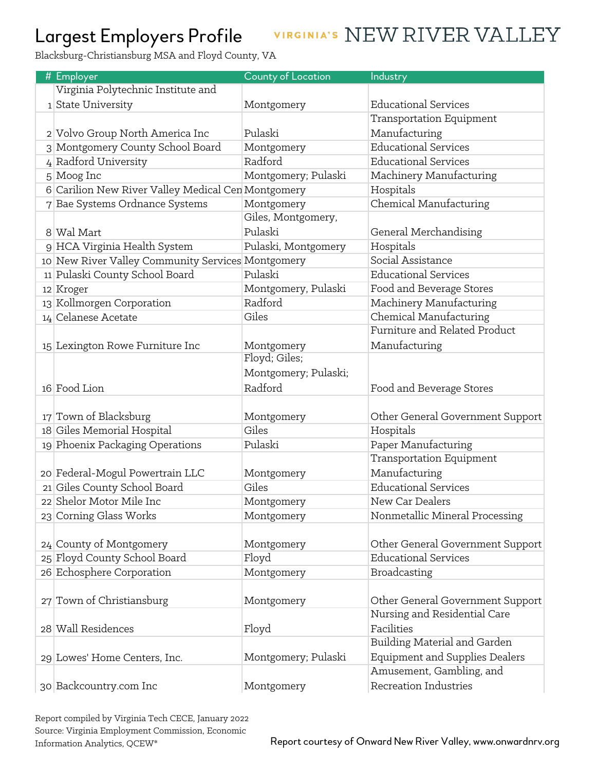# Largest Employers Profile

VIRGINIA'S NEW RIVER VALLEY

Blacksburg-Christiansburg MSA and Floyd County, VA

| # | Employer | County of Location | Industry |
|---|---|---|---|
| 1 | Virginia Polytechnic Institute and State University | Montgomery | Educational Services |
| 2 | Volvo Group North America Inc | Pulaski | Transportation Equipment Manufacturing |
| 3 | Montgomery County School Board | Montgomery | Educational Services |
| 4 | Radford University | Radford | Educational Services |
| 5 | Moog Inc | Montgomery; Pulaski | Machinery Manufacturing |
| 6 | Carilion New River Valley Medical Cen | Montgomery | Hospitals |
| 7 | Bae Systems Ordnance Systems | Montgomery | Chemical Manufacturing |
| 8 | Wal Mart | Giles, Montgomery, Pulaski | General Merchandising |
| 9 | HCA Virginia Health System | Pulaski, Montgomery | Hospitals |
| 10 | New River Valley Community Services | Montgomery | Social Assistance |
| 11 | Pulaski County School Board | Pulaski | Educational Services |
| 12 | Kroger | Montgomery, Pulaski | Food and Beverage Stores |
| 13 | Kollmorgen Corporation | Radford | Machinery Manufacturing |
| 14 | Celanese Acetate | Giles | Chemical Manufacturing |
| 15 | Lexington Rowe Furniture Inc | Montgomery | Furniture and Related Product Manufacturing |
| 16 | Food Lion | Floyd; Giles; Montgomery; Pulaski; Radford | Food and Beverage Stores |
| 17 | Town of Blacksburg | Montgomery | Other General Government Support |
| 18 | Giles Memorial Hospital | Giles | Hospitals |
| 19 | Phoenix Packaging Operations | Pulaski | Paper Manufacturing |
| 20 | Federal-Mogul Powertrain LLC | Montgomery | Transportation Equipment Manufacturing |
| 21 | Giles County School Board | Giles | Educational Services |
| 22 | Shelor Motor Mile Inc | Montgomery | New Car Dealers |
| 23 | Corning Glass Works | Montgomery | Nonmetallic Mineral Processing |
| 24 | County of Montgomery | Montgomery | Other General Government Support |
| 25 | Floyd County School Board | Floyd | Educational Services |
| 26 | Echosphere Corporation | Montgomery | Broadcasting |
| 27 | Town of Christiansburg | Montgomery | Other General Government Support |
| 28 | Wall Residences | Floyd | Nursing and Residential Care Facilities |
| 29 | Lowes' Home Centers, Inc. | Montgomery; Pulaski | Building Material and Garden Equipment and Supplies Dealers |
| 30 | Backcountry.com Inc | Montgomery | Amusement, Gambling, and Recreation Industries |

Report compiled by Virginia Tech CECE, January 2022
Source: Virginia Employment Commission, Economic Information Analytics, QCEW*

Report courtesy of Onward New River Valley, www.onwardnrv.org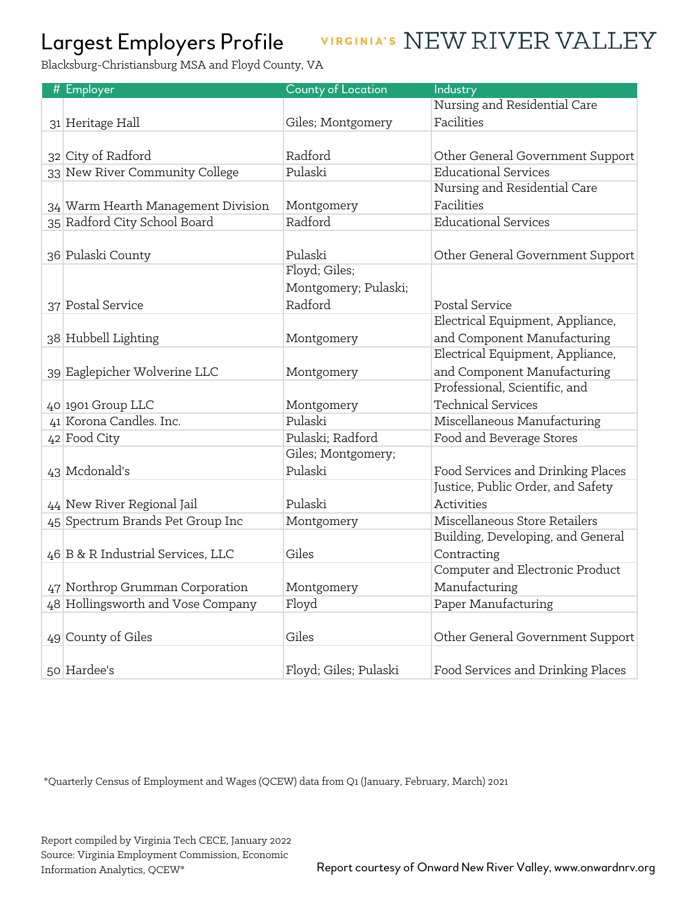# Largest Employers Profile

VIRGINIA'S NEW RIVER VALLEY

Blacksburg-Christiansburg MSA and Floyd County, VA

| # | Employer | County of Location | Industry |
|---|---|---|---|
| 31 | Heritage Hall | Giles; Montgomery | Nursing and Residential Care Facilities |
| 32 | City of Radford | Radford | Other General Government Support |
| 33 | New River Community College | Pulaski | Educational Services |
| 34 | Warm Hearth Management Division | Montgomery | Nursing and Residential Care Facilities |
| 35 | Radford City School Board | Radford | Educational Services |
| 36 | Pulaski County | Pulaski | Other General Government Support |
| 37 | Postal Service | Floyd; Giles; Montgomery; Pulaski; Radford | Postal Service |
| 38 | Hubbell Lighting | Montgomery | Electrical Equipment, Appliance, and Component Manufacturing |
| 39 | Eaglepicher Wolverine LLC | Montgomery | Electrical Equipment, Appliance, and Component Manufacturing |
| 40 | 1901 Group LLC | Montgomery | Professional, Scientific, and Technical Services |
| 41 | Korona Candles. Inc. | Pulaski | Miscellaneous Manufacturing |
| 42 | Food City | Pulaski; Radford | Food and Beverage Stores |
| 43 | Mcdonald's | Giles; Montgomery; Pulaski | Food Services and Drinking Places |
| 44 | New River Regional Jail | Pulaski | Justice, Public Order, and Safety Activities |
| 45 | Spectrum Brands Pet Group Inc | Montgomery | Miscellaneous Store Retailers |
| 46 | B & R Industrial Services, LLC | Giles | Building, Developing, and General Contracting |
| 47 | Northrop Grumman Corporation | Montgomery | Computer and Electronic Product Manufacturing |
| 48 | Hollingsworth and Vose Company | Floyd | Paper Manufacturing |
| 49 | County of Giles | Giles | Other General Government Support |
| 50 | Hardee's | Floyd; Giles; Pulaski | Food Services and Drinking Places |

*Quarterly Census of Employment and Wages (QCEW) data from Q1 (January, February, March) 2021

Report compiled by Virginia Tech CECE, January 2022
Source: Virginia Employment Commission, Economic Information Analytics, QCEW*

Report courtesy of Onward New River Valley, www.onwardnrv.org